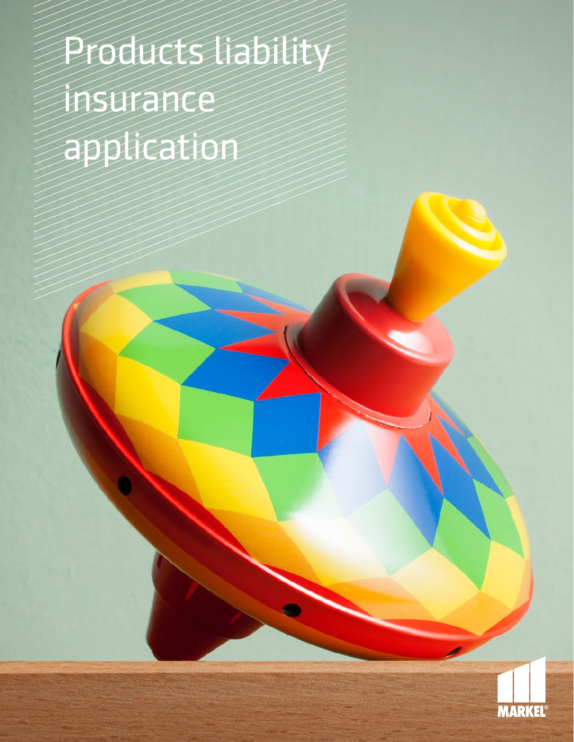# Products liability insurance application

MARKEL®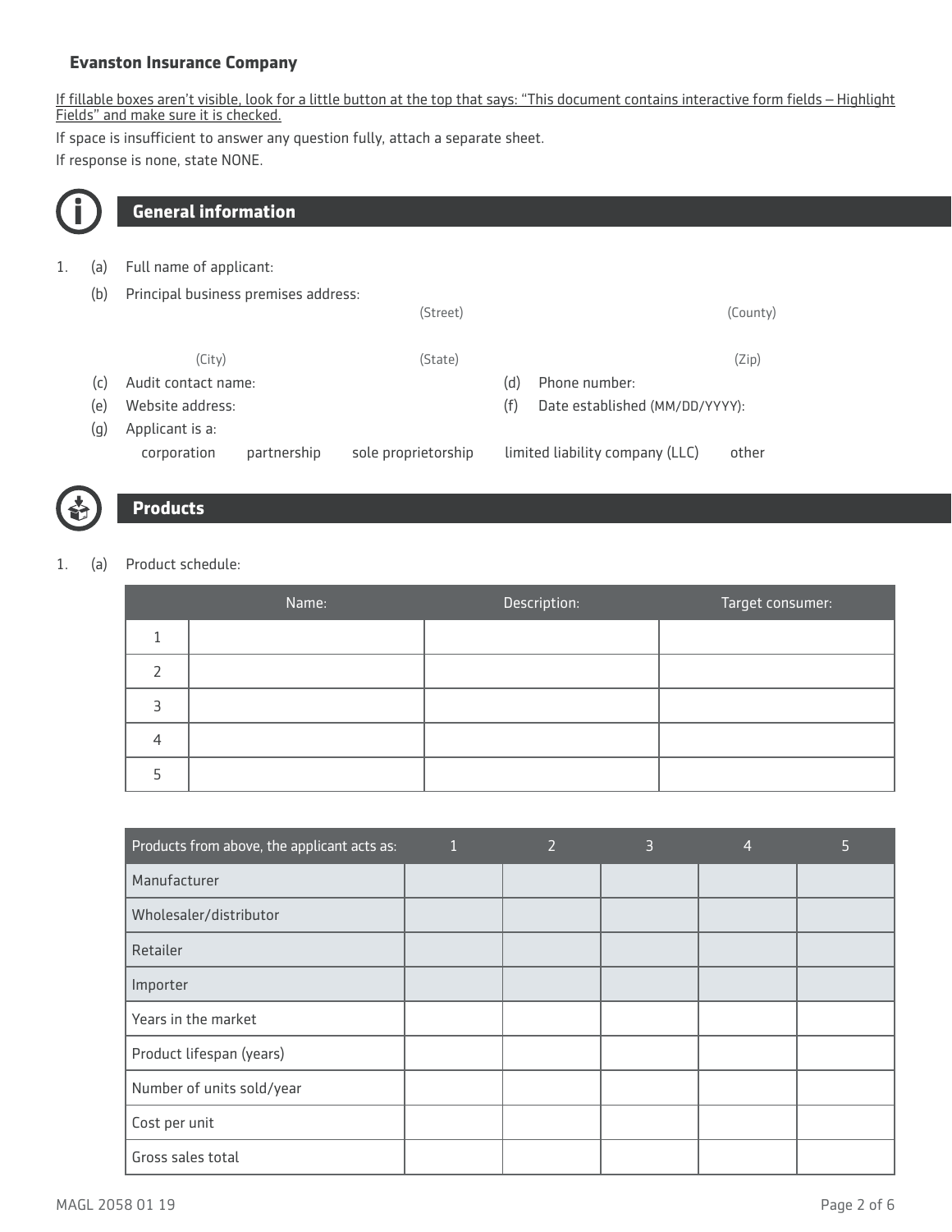**Evanston Insurance Company**

If fillable boxes aren't visible, look for a little button at the top that says: "This document contains interactive form fields – Highlight Fields" and make sure it is checked.

If space is insufficient to answer any question fully, attach a separate sheet.

If response is none, state NONE.

## General information

1. (a) Full name of applicant:

   (b) Principal business premises address:

   (Street) (County)

   (City) (State) (Zip)

   (c) Audit contact name:

   (d) Phone number:

   (e) Website address:

   (f) Date established (MM/DD/YYYY):

   (g) Applicant is a:

   corporation partnership sole proprietorship limited liability company (LLC) other

## Products

1. (a) Product schedule:

| | Name: | Description: | Target consumer: |
|---|---|---|---|
| 1 | | | |
| 2 | | | |
| 3 | | | |
| 4 | | | |
| 5 | | | |

| Products from above, the applicant acts as: | 1 | 2 | 3 | 4 | 5 |
|---|---|---|---|---|---|
| Manufacturer | | | | | |
| Wholesaler/distributor | | | | | |
| Retailer | | | | | |
| Importer | | | | | |
| Years in the market | | | | | |
| Product lifespan (years) | | | | | |
| Number of units sold/year | | | | | |
| Cost per unit | | | | | |
| Gross sales total | | | | | |

MAGL 2058 01 19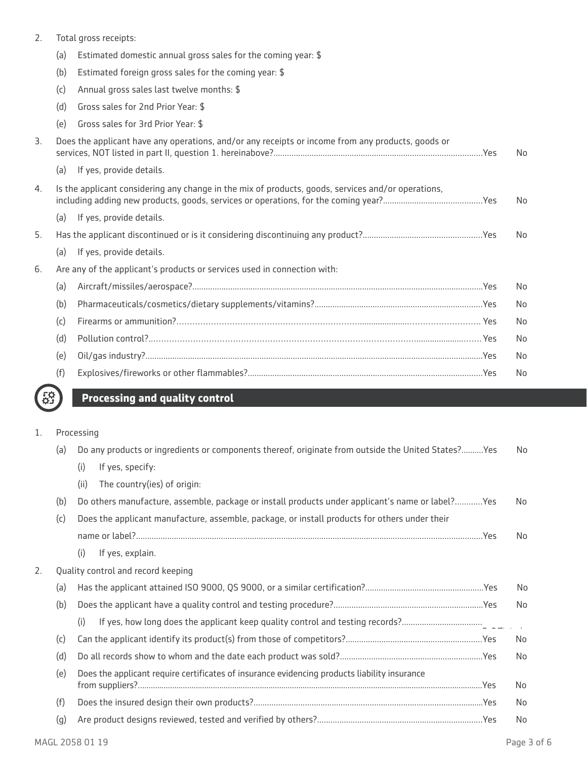2. Total gross receipts:
   - (a) Estimated domestic annual gross sales for the coming year: $
   - (b) Estimated foreign gross sales for the coming year: $
   - (c) Annual gross sales last twelve months: $
   - (d) Gross sales for 2nd Prior Year: $
   - (e) Gross sales for 3rd Prior Year: $
3. Does the applicant have any operations, and/or any receipts or income from any products, goods or services, NOT listed in part II, question 1. hereinabove?............................................................................................Yes No
   - (a) If yes, provide details.
4. Is the applicant considering any change in the mix of products, goods, services and/or operations, including adding new products, goods, services or operations, for the coming year?............................................Yes No
   - (a) If yes, provide details.
5. Has the applicant discontinued or is it considering discontinuing any product?.....................................................Yes No
   - (a) If yes, provide details.
6. Are any of the applicant's products or services used in connection with:
   - (a) Aircraft/missiles/aerospace?..................................................................................................................................Yes No
   - (b) Pharmaceuticals/cosmetics/dietary supplements/vitamins?..........................................................................Yes No
   - (c) Firearms or ammunition?.................................................................................................................... Yes No
   - (d) Pollution control?........................................................................................................................... Yes No
   - (e) Oil/gas industry?.......................................................................................................................................................Yes No
   - (f) Explosives/fireworks or other flammables?.........................................................................................................Yes No

## Processing and quality control

1. Processing
   - (a) Do any products or ingredients or components thereof, originate from outside the United States?..........Yes No
     - (i) If yes, specify:
     - (ii) The country(ies) of origin:
   - (b) Do others manufacture, assemble, package or install products under applicant's name or label?............Yes No
   - (c) Does the applicant manufacture, assemble, package, or install products for others under their name or label?..........................................................................................................................................................Yes No
     - (i) If yes, explain.
2. Quality control and record keeping
   - (a) Has the applicant attained ISO 9000, QS 9000, or a similar certification?.....................................................Yes No
   - (b) Does the applicant have a quality control and testing procedure?...................................................................Yes No
     - (i) If yes, how long does the applicant keep quality control and testing records?....................................
   - (c) Can the applicant identify its product(s) from those of competitors?.............................................................Yes No
   - (d) Do all records show to whom and the date each product was sold?................................................................Yes No
   - (e) Does the applicant require certificates of insurance evidencing products liability insurance from suppliers?.............................................................................................................................................................Yes No
   - (f) Does the insured design their own products?.......................................................................................................Yes No
   - (g) Are product designs reviewed, tested and verified by others?.........................................................................Yes No

MAGL 2058 01 19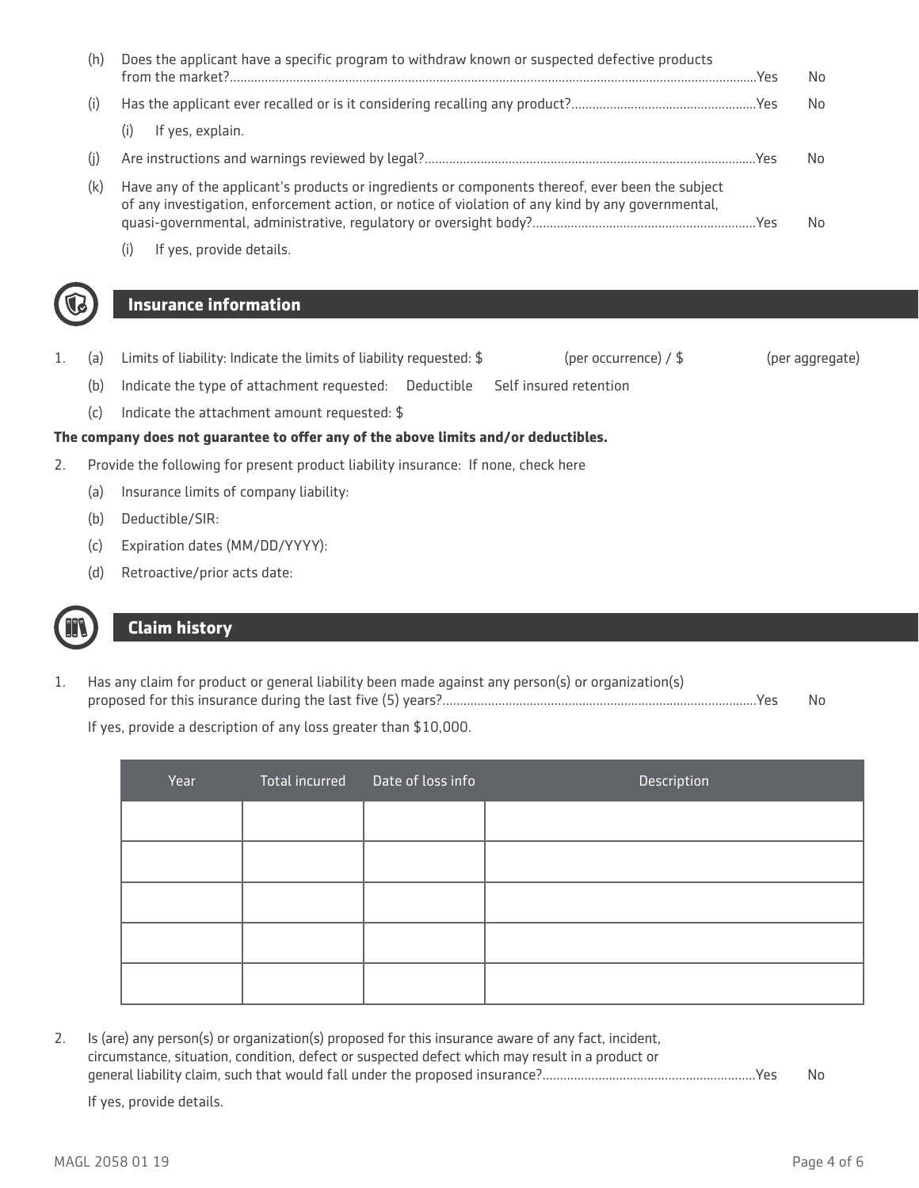(h) Does the applicant have a specific program to withdraw known or suspected defective products from the market?........................................................................................................................................................Yes No

(i) Has the applicant ever recalled or is it considering recalling any product?.....................................................Yes No

(i) If yes, explain.

(j) Are instructions and warnings reviewed by legal?...............................................................................................Yes No

(k) Have any of the applicant's products or ingredients or components thereof, ever been the subject of any investigation, enforcement action, or notice of violation of any kind by any governmental, quasi-governmental, administrative, regulatory or oversight body?................................................................Yes No

(i) If yes, provide details.

## Insurance information

1. (a) Limits of liability: Indicate the limits of liability requested: $ (per occurrence) / $ (per aggregate)

   (b) Indicate the type of attachment requested: Deductible Self insured retention

   (c) Indicate the attachment amount requested: $

**The company does not guarantee to offer any of the above limits and/or deductibles.**

2. Provide the following for present product liability insurance: If none, check here

   (a) Insurance limits of company liability:

   (b) Deductible/SIR:

   (c) Expiration dates (MM/DD/YYYY):

   (d) Retroactive/prior acts date:

## Claim history

1. Has any claim for product or general liability been made against any person(s) or organization(s) proposed for this insurance during the last five (5) years?..........................................................................................Yes No

   If yes, provide a description of any loss greater than $10,000.

| Year | Total incurred | Date of loss info | Description |
|---|---|---|---|
| | | | |
| | | | |
| | | | |
| | | | |
| | | | |

2. Is (are) any person(s) or organization(s) proposed for this insurance aware of any fact, incident, circumstance, situation, condition, defect or suspected defect which may result in a product or general liability claim, such that would fall under the proposed insurance?.............................................................Yes No

   If yes, provide details.

MAGL 2058 01 19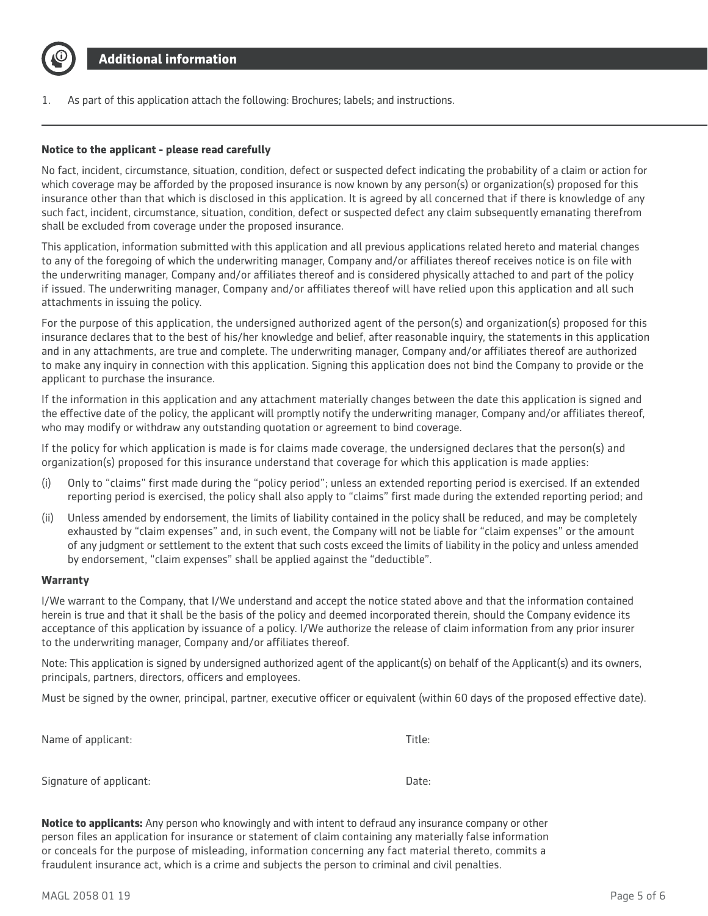## Additional information

1. As part of this application attach the following: Brochures; labels; and instructions.

---

**Notice to the applicant - please read carefully**

No fact, incident, circumstance, situation, condition, defect or suspected defect indicating the probability of a claim or action for which coverage may be afforded by the proposed insurance is now known by any person(s) or organization(s) proposed for this insurance other than that which is disclosed in this application. It is agreed by all concerned that if there is knowledge of any such fact, incident, circumstance, situation, condition, defect or suspected defect any claim subsequently emanating therefrom shall be excluded from coverage under the proposed insurance.

This application, information submitted with this application and all previous applications related hereto and material changes to any of the foregoing of which the underwriting manager, Company and/or affiliates thereof receives notice is on file with the underwriting manager, Company and/or affiliates thereof and is considered physically attached to and part of the policy if issued. The underwriting manager, Company and/or affiliates thereof will have relied upon this application and all such attachments in issuing the policy.

For the purpose of this application, the undersigned authorized agent of the person(s) and organization(s) proposed for this insurance declares that to the best of his/her knowledge and belief, after reasonable inquiry, the statements in this application and in any attachments, are true and complete. The underwriting manager, Company and/or affiliates thereof are authorized to make any inquiry in connection with this application. Signing this application does not bind the Company to provide or the applicant to purchase the insurance.

If the information in this application and any attachment materially changes between the date this application is signed and the effective date of the policy, the applicant will promptly notify the underwriting manager, Company and/or affiliates thereof, who may modify or withdraw any outstanding quotation or agreement to bind coverage.

If the policy for which application is made is for claims made coverage, the undersigned declares that the person(s) and organization(s) proposed for this insurance understand that coverage for which this application is made applies:

(i) Only to "claims" first made during the "policy period"; unless an extended reporting period is exercised. If an extended reporting period is exercised, the policy shall also apply to "claims" first made during the extended reporting period; and

(ii) Unless amended by endorsement, the limits of liability contained in the policy shall be reduced, and may be completely exhausted by "claim expenses" and, in such event, the Company will not be liable for "claim expenses" or the amount of any judgment or settlement to the extent that such costs exceed the limits of liability in the policy and unless amended by endorsement, "claim expenses" shall be applied against the "deductible".

**Warranty**

I/We warrant to the Company, that I/We understand and accept the notice stated above and that the information contained herein is true and that it shall be the basis of the policy and deemed incorporated therein, should the Company evidence its acceptance of this application by issuance of a policy. I/We authorize the release of claim information from any prior insurer to the underwriting manager, Company and/or affiliates thereof.

Note: This application is signed by undersigned authorized agent of the applicant(s) on behalf of the Applicant(s) and its owners, principals, partners, directors, officers and employees.

Must be signed by the owner, principal, partner, executive officer or equivalent (within 60 days of the proposed effective date).

Name of applicant: Title:

Signature of applicant: Date:

**Notice to applicants:** Any person who knowingly and with intent to defraud any insurance company or other person files an application for insurance or statement of claim containing any materially false information or conceals for the purpose of misleading, information concerning any fact material thereto, commits a fraudulent insurance act, which is a crime and subjects the person to criminal and civil penalties.

MAGL 2058 01 19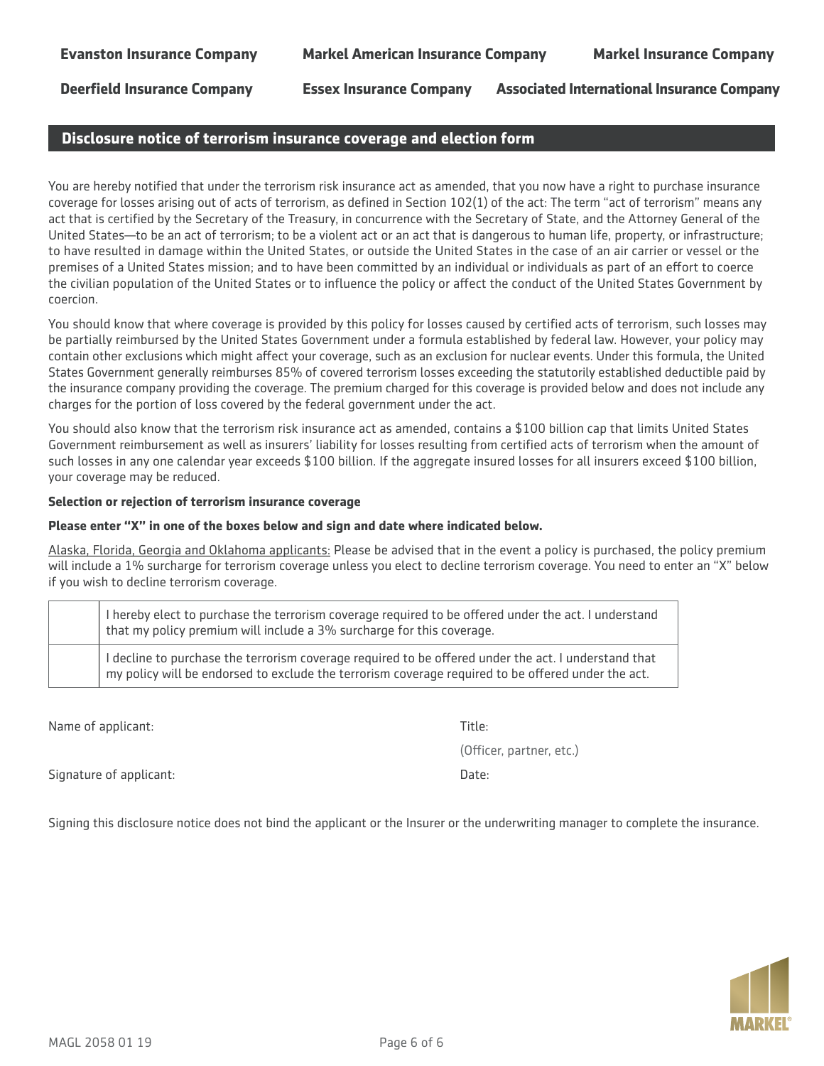**Evanston Insurance Company** **Markel American Insurance Company** **Markel Insurance Company**

**Deerfield Insurance Company** **Essex Insurance Company** **Associated International Insurance Company**

## Disclosure notice of terrorism insurance coverage and election form

You are hereby notified that under the terrorism risk insurance act as amended, that you now have a right to purchase insurance coverage for losses arising out of acts of terrorism, as defined in Section 102(1) of the act: The term "act of terrorism" means any act that is certified by the Secretary of the Treasury, in concurrence with the Secretary of State, and the Attorney General of the United States—to be an act of terrorism; to be a violent act or an act that is dangerous to human life, property, or infrastructure; to have resulted in damage within the United States, or outside the United States in the case of an air carrier or vessel or the premises of a United States mission; and to have been committed by an individual or individuals as part of an effort to coerce the civilian population of the United States or to influence the policy or affect the conduct of the United States Government by coercion.

You should know that where coverage is provided by this policy for losses caused by certified acts of terrorism, such losses may be partially reimbursed by the United States Government under a formula established by federal law. However, your policy may contain other exclusions which might affect your coverage, such as an exclusion for nuclear events. Under this formula, the United States Government generally reimburses 85% of covered terrorism losses exceeding the statutorily established deductible paid by the insurance company providing the coverage. The premium charged for this coverage is provided below and does not include any charges for the portion of loss covered by the federal government under the act.

You should also know that the terrorism risk insurance act as amended, contains a $100 billion cap that limits United States Government reimbursement as well as insurers' liability for losses resulting from certified acts of terrorism when the amount of such losses in any one calendar year exceeds $100 billion. If the aggregate insured losses for all insurers exceed $100 billion, your coverage may be reduced.

**Selection or rejection of terrorism insurance coverage**

**Please enter "X" in one of the boxes below and sign and date where indicated below.**

Alaska, Florida, Georgia and Oklahoma applicants: Please be advised that in the event a policy is purchased, the policy premium will include a 1% surcharge for terrorism coverage unless you elect to decline terrorism coverage. You need to enter an "X" below if you wish to decline terrorism coverage.

| | |
|---|---|
| | I hereby elect to purchase the terrorism coverage required to be offered under the act. I understand that my policy premium will include a 3% surcharge for this coverage. |
| | I decline to purchase the terrorism coverage required to be offered under the act. I understand that my policy will be endorsed to exclude the terrorism coverage required to be offered under the act. |

Name of applicant:

Title:
(Officer, partner, etc.)

Signature of applicant:

Date:

Signing this disclosure notice does not bind the applicant or the Insurer or the underwriting manager to complete the insurance.

MAGL 2058 01 19